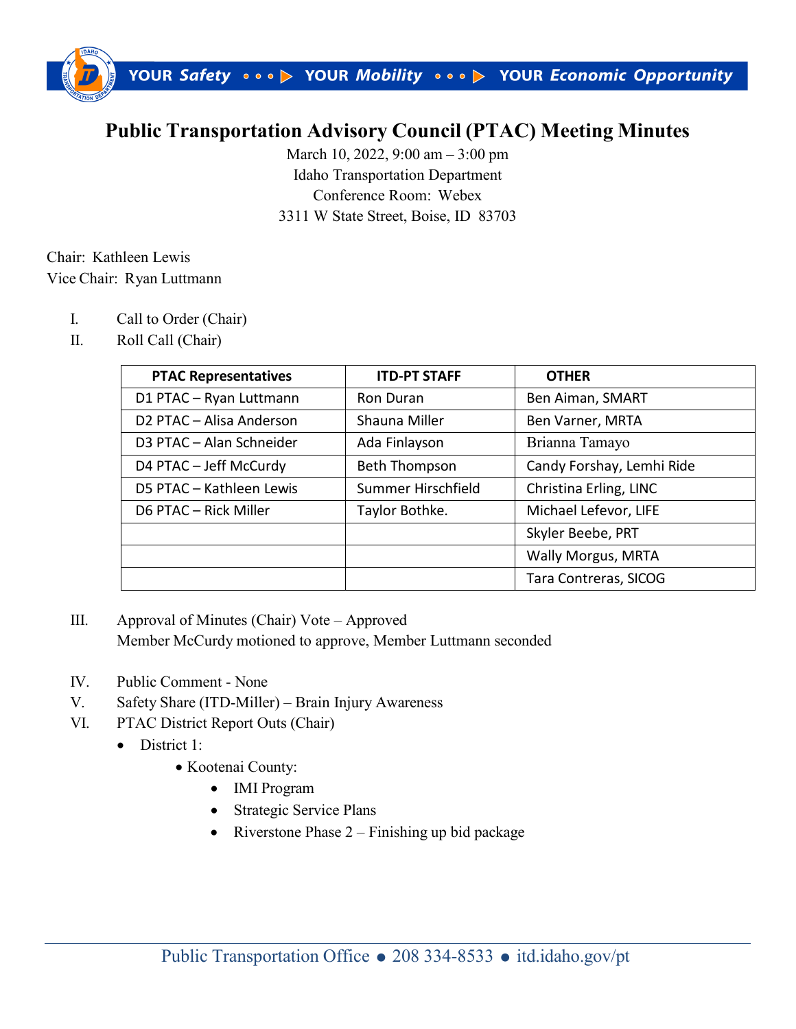YOUR *Safety* ••• ▶ YOUR *Mobility* ••• ▶ YOUR *Economic Opportunity*

# Public Transportation Advisory Council (PTAC) Meeting Minutes

March 10, 2022, 9:00 am – 3:00 pm
Idaho Transportation Department
Conference Room: Webex
3311 W State Street, Boise, ID 83703

Chair: Kathleen Lewis
Vice Chair: Ryan Luttmann

I. Call to Order (Chair)

II. Roll Call (Chair)

| PTAC Representatives | ITD-PT STAFF | OTHER |
|---|---|---|
| D1 PTAC – Ryan Luttmann | Ron Duran | Ben Aiman, SMART |
| D2 PTAC – Alisa Anderson | Shauna Miller | Ben Varner, MRTA |
| D3 PTAC – Alan Schneider | Ada Finlayson | Brianna Tamayo |
| D4 PTAC – Jeff McCurdy | Beth Thompson | Candy Forshay, Lemhi Ride |
| D5 PTAC – Kathleen Lewis | Summer Hirschfield | Christina Erling, LINC |
| D6 PTAC – Rick Miller | Taylor Bothke. | Michael Lefevor, LIFE |
| | | Skyler Beebe, PRT |
| | | Wally Morgus, MRTA |
| | | Tara Contreras, SICOG |

III. Approval of Minutes (Chair) Vote – Approved
Member McCurdy motioned to approve, Member Luttmann seconded

IV. Public Comment - None

V. Safety Share (ITD-Miller) – Brain Injury Awareness

VI. PTAC District Report Outs (Chair)

- District 1:
  - Kootenai County:
    - IMI Program
    - Strategic Service Plans
    - Riverstone Phase 2 – Finishing up bid package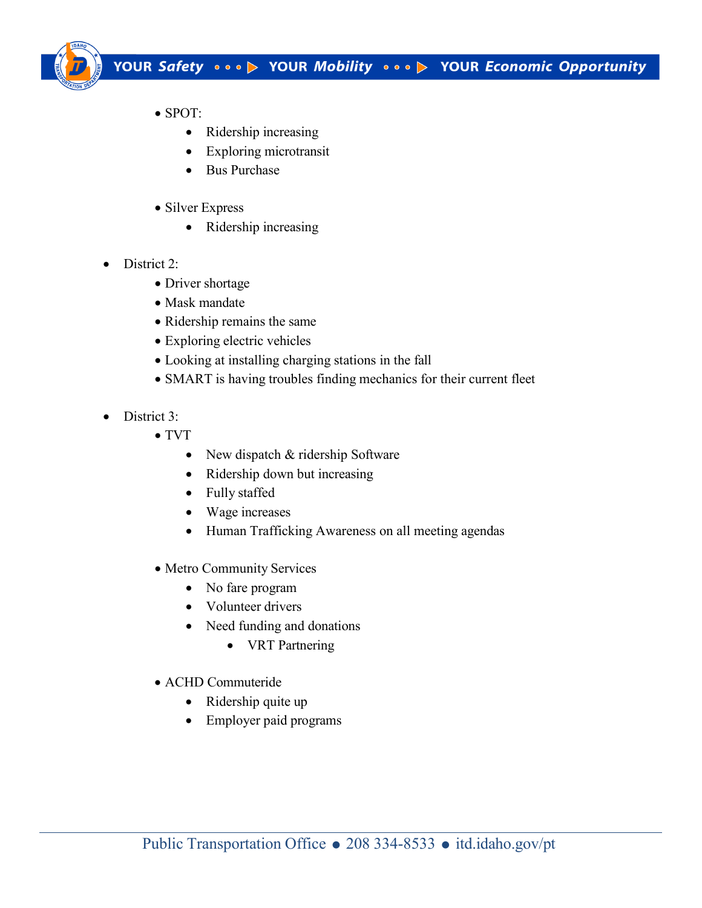- SPOT:
  - Ridership increasing
  - Exploring microtransit
  - Bus Purchase
- Silver Express
  - Ridership increasing

- District 2:
  - Driver shortage
  - Mask mandate
  - Ridership remains the same
  - Exploring electric vehicles
  - Looking at installing charging stations in the fall
  - SMART is having troubles finding mechanics for their current fleet

- District 3:
  - TVT
    - New dispatch & ridership Software
    - Ridership down but increasing
    - Fully staffed
    - Wage increases
    - Human Trafficking Awareness on all meeting agendas
  - Metro Community Services
    - No fare program
    - Volunteer drivers
    - Need funding and donations
      - VRT Partnering
  - ACHD Commuteride
    - Ridership quite up
    - Employer paid programs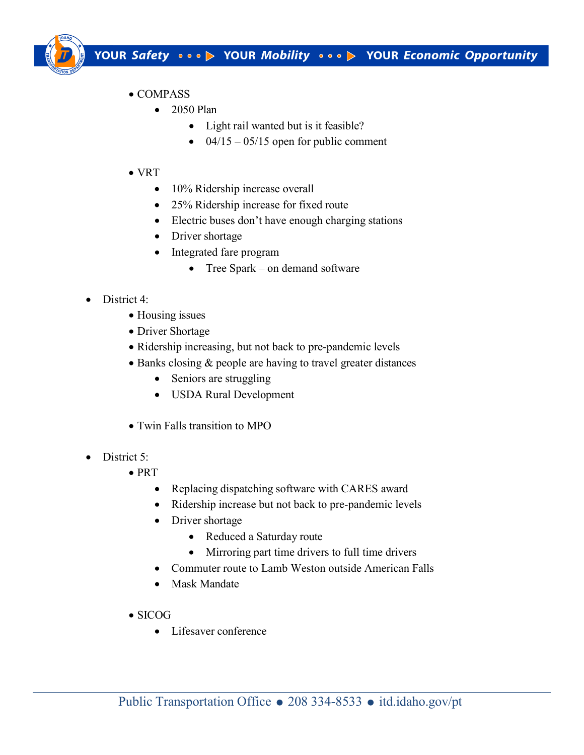- COMPASS
  - 2050 Plan
    - Light rail wanted but is it feasible?
    - 04/15 – 05/15 open for public comment

- VRT
  - 10% Ridership increase overall
  - 25% Ridership increase for fixed route
  - Electric buses don't have enough charging stations
  - Driver shortage
  - Integrated fare program
    - Tree Spark – on demand software

- District 4:
  - Housing issues
  - Driver Shortage
  - Ridership increasing, but not back to pre-pandemic levels
  - Banks closing & people are having to travel greater distances
    - Seniors are struggling
    - USDA Rural Development

  - Twin Falls transition to MPO

- District 5:
  - PRT
    - Replacing dispatching software with CARES award
    - Ridership increase but not back to pre-pandemic levels
    - Driver shortage
      - Reduced a Saturday route
      - Mirroring part time drivers to full time drivers
    - Commuter route to Lamb Weston outside American Falls
    - Mask Mandate

  - SICOG
    - Lifesaver conference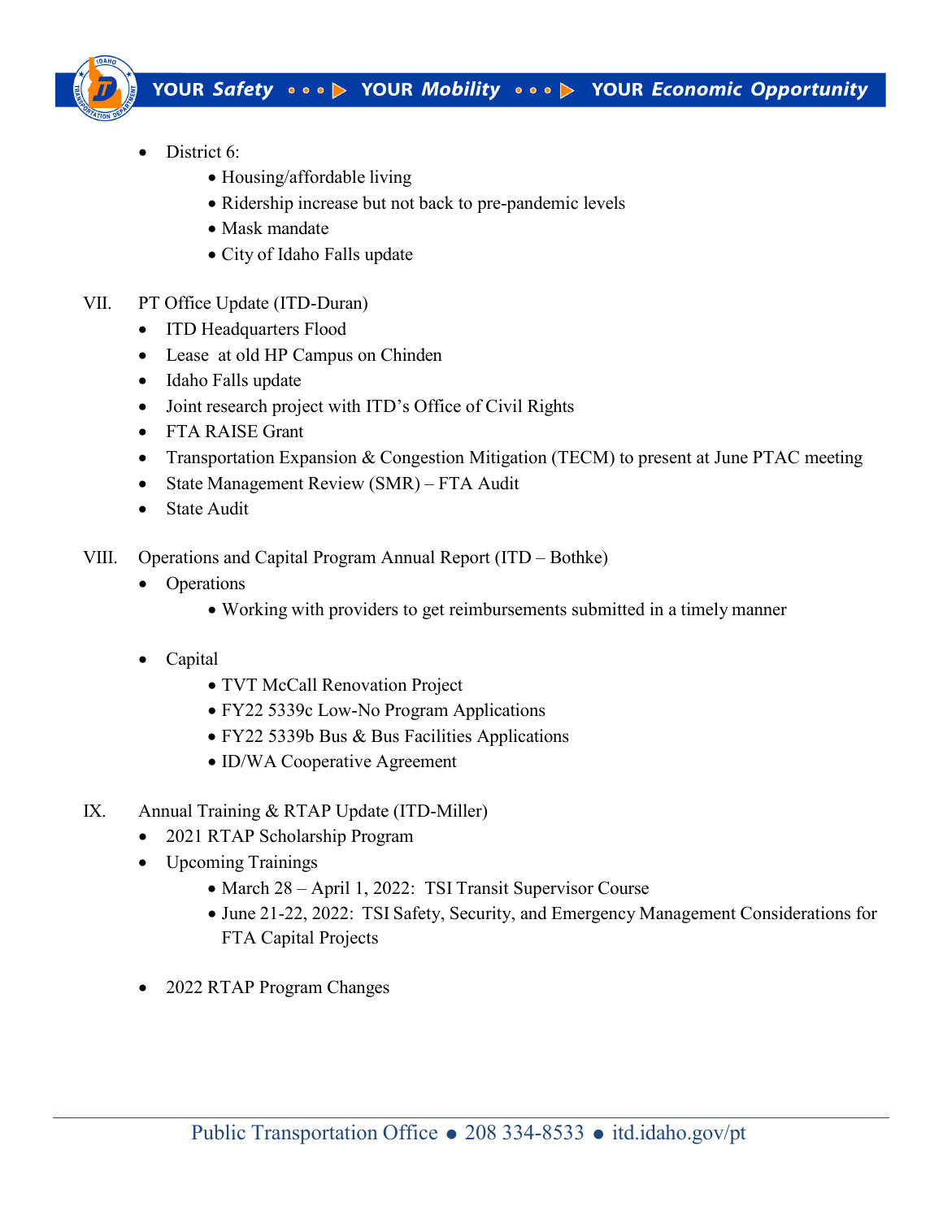- District 6:
    - Housing/affordable living
    - Ridership increase but not back to pre-pandemic levels
    - Mask mandate
    - City of Idaho Falls update

VII. PT Office Update (ITD-Duran)

- ITD Headquarters Flood
- Lease at old HP Campus on Chinden
- Idaho Falls update
- Joint research project with ITD's Office of Civil Rights
- FTA RAISE Grant
- Transportation Expansion & Congestion Mitigation (TECM) to present at June PTAC meeting
- State Management Review (SMR) – FTA Audit
- State Audit

VIII. Operations and Capital Program Annual Report (ITD – Bothke)

- Operations
    - Working with providers to get reimbursements submitted in a timely manner

- Capital
    - TVT McCall Renovation Project
    - FY22 5339c Low-No Program Applications
    - FY22 5339b Bus & Bus Facilities Applications
    - ID/WA Cooperative Agreement

IX. Annual Training & RTAP Update (ITD-Miller)

- 2021 RTAP Scholarship Program
- Upcoming Trainings
    - March 28 – April 1, 2022: TSI Transit Supervisor Course
    - June 21-22, 2022: TSI Safety, Security, and Emergency Management Considerations for FTA Capital Projects

- 2022 RTAP Program Changes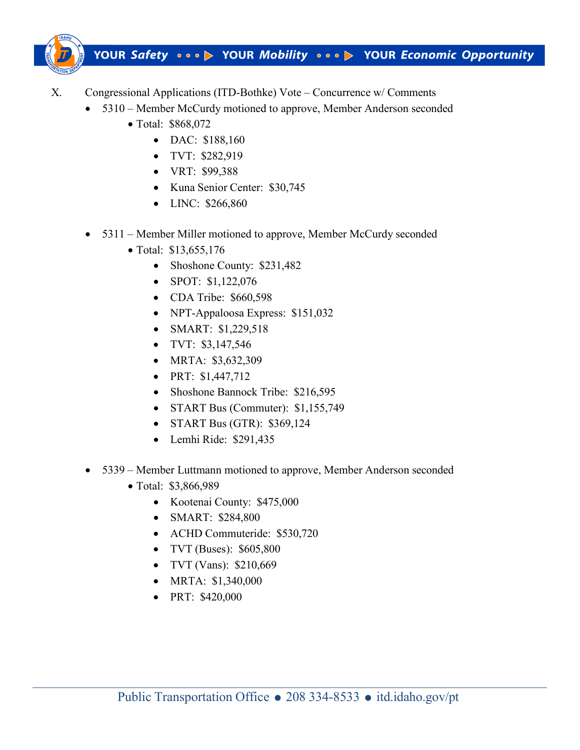X. Congressional Applications (ITD-Bothke) Vote – Concurrence w/ Comments

- 5310 – Member McCurdy motioned to approve, Member Anderson seconded
  - Total: $868,072
    - DAC: $188,160
    - TVT: $282,919
    - VRT: $99,388
    - Kuna Senior Center: $30,745
    - LINC: $266,860

- 5311 – Member Miller motioned to approve, Member McCurdy seconded
  - Total: $13,655,176
    - Shoshone County: $231,482
    - SPOT: $1,122,076
    - CDA Tribe: $660,598
    - NPT-Appaloosa Express: $151,032
    - SMART: $1,229,518
    - TVT: $3,147,546
    - MRTA: $3,632,309
    - PRT: $1,447,712
    - Shoshone Bannock Tribe: $216,595
    - START Bus (Commuter): $1,155,749
    - START Bus (GTR): $369,124
    - Lemhi Ride: $291,435

- 5339 – Member Luttmann motioned to approve, Member Anderson seconded
  - Total: $3,866,989
    - Kootenai County: $475,000
    - SMART: $284,800
    - ACHD Commuteride: $530,720
    - TVT (Buses): $605,800
    - TVT (Vans): $210,669
    - MRTA: $1,340,000
    - PRT: $420,000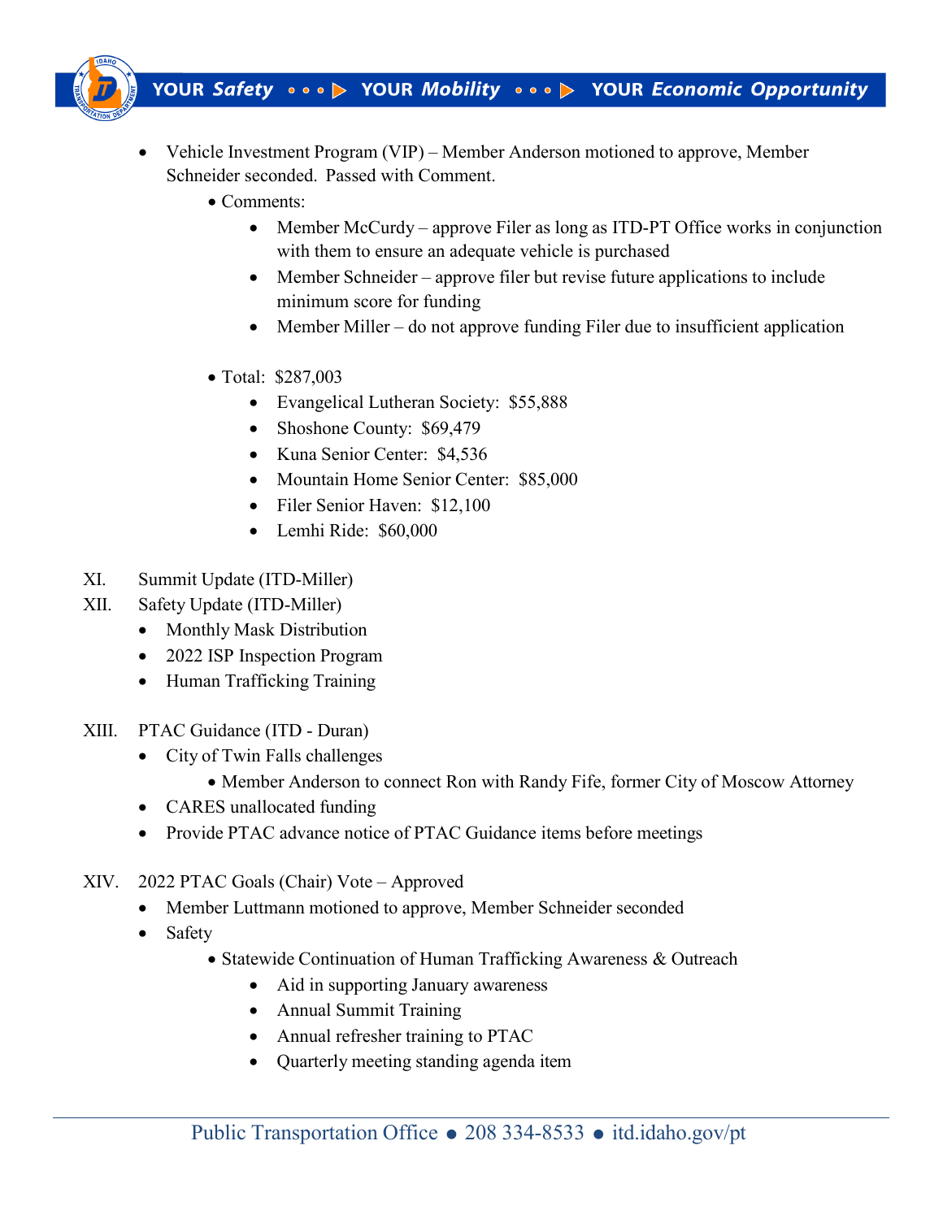- Vehicle Investment Program (VIP) – Member Anderson motioned to approve, Member Schneider seconded. Passed with Comment.
  - Comments:
    - Member McCurdy – approve Filer as long as ITD-PT Office works in conjunction with them to ensure an adequate vehicle is purchased
    - Member Schneider – approve filer but revise future applications to include minimum score for funding
    - Member Miller – do not approve funding Filer due to insufficient application
  - Total: $287,003
    - Evangelical Lutheran Society: $55,888
    - Shoshone County: $69,479
    - Kuna Senior Center: $4,536
    - Mountain Home Senior Center: $85,000
    - Filer Senior Haven: $12,100
    - Lemhi Ride: $60,000

XI. Summit Update (ITD-Miller)

XII. Safety Update (ITD-Miller)

- Monthly Mask Distribution
- 2022 ISP Inspection Program
- Human Trafficking Training

XIII. PTAC Guidance (ITD - Duran)

- City of Twin Falls challenges
  - Member Anderson to connect Ron with Randy Fife, former City of Moscow Attorney
- CARES unallocated funding
- Provide PTAC advance notice of PTAC Guidance items before meetings

XIV. 2022 PTAC Goals (Chair) Vote – Approved

- Member Luttmann motioned to approve, Member Schneider seconded
- Safety
  - Statewide Continuation of Human Trafficking Awareness & Outreach
    - Aid in supporting January awareness
    - Annual Summit Training
    - Annual refresher training to PTAC
    - Quarterly meeting standing agenda item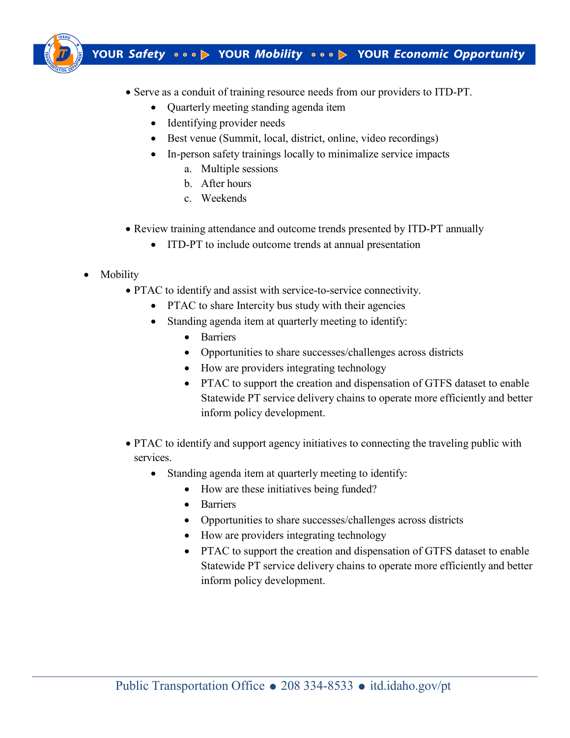- Serve as a conduit of training resource needs from our providers to ITD-PT.
    - Quarterly meeting standing agenda item
    - Identifying provider needs
    - Best venue (Summit, local, district, online, video recordings)
    - In-person safety trainings locally to minimalize service impacts
        a. Multiple sessions
        b. After hours
        c. Weekends

- Review training attendance and outcome trends presented by ITD-PT annually
    - ITD-PT to include outcome trends at annual presentation

- Mobility
    - PTAC to identify and assist with service-to-service connectivity.
        - PTAC to share Intercity bus study with their agencies
        - Standing agenda item at quarterly meeting to identify:
            - Barriers
            - Opportunities to share successes/challenges across districts
            - How are providers integrating technology
            - PTAC to support the creation and dispensation of GTFS dataset to enable Statewide PT service delivery chains to operate more efficiently and better inform policy development.

    - PTAC to identify and support agency initiatives to connecting the traveling public with services.
        - Standing agenda item at quarterly meeting to identify:
            - How are these initiatives being funded?
            - Barriers
            - Opportunities to share successes/challenges across districts
            - How are providers integrating technology
            - PTAC to support the creation and dispensation of GTFS dataset to enable Statewide PT service delivery chains to operate more efficiently and better inform policy development.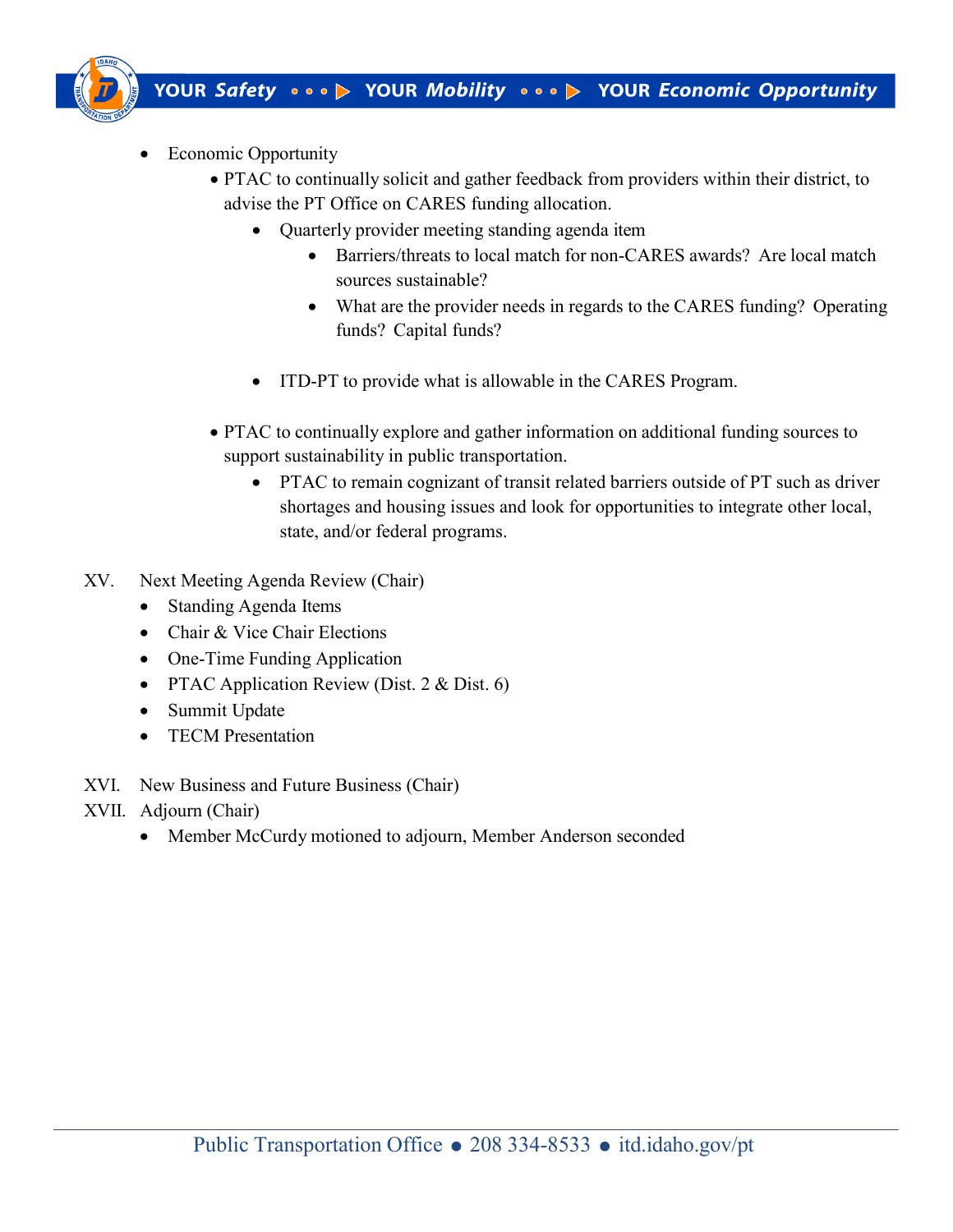- Economic Opportunity
  - PTAC to continually solicit and gather feedback from providers within their district, to advise the PT Office on CARES funding allocation.
    - Quarterly provider meeting standing agenda item
      - Barriers/threats to local match for non-CARES awards? Are local match sources sustainable?
      - What are the provider needs in regards to the CARES funding? Operating funds? Capital funds?
    - ITD-PT to provide what is allowable in the CARES Program.
  - PTAC to continually explore and gather information on additional funding sources to support sustainability in public transportation.
    - PTAC to remain cognizant of transit related barriers outside of PT such as driver shortages and housing issues and look for opportunities to integrate other local, state, and/or federal programs.

XV. Next Meeting Agenda Review (Chair)

- Standing Agenda Items
- Chair & Vice Chair Elections
- One-Time Funding Application
- PTAC Application Review (Dist. 2 & Dist. 6)
- Summit Update
- TECM Presentation

XVI. New Business and Future Business (Chair)

XVII. Adjourn (Chair)

- Member McCurdy motioned to adjourn, Member Anderson seconded